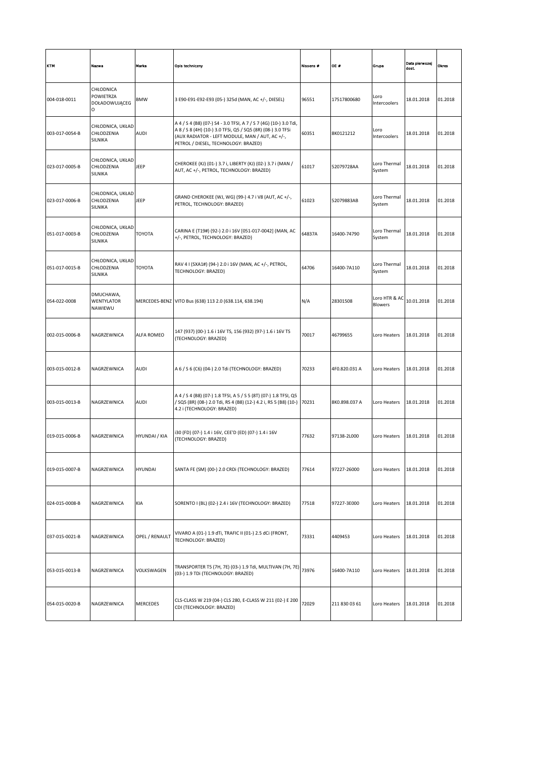| KTM | Nazwa | Marka | Opis techniczny | Nissens # | OE # | Grupa | Data pierwszej dost. | Okres |
|---|---|---|---|---|---|---|---|---|
| 004-018-0011 | CHŁODNICA POWIETRZA DOŁADOWUJĄCEGO | BMW | 3 E90-E91-E92-E93 (05-) 325d (MAN, AC +/-, DIESEL) | 96551 | 17517800680 | Loro Intercoolers | 18.01.2018 | 01.2018 |
| 003-017-0054-B | CHŁODNICA, UKŁAD CHŁODZENIA SILNIKA | AUDI | A 4 / S 4 (B8) (07-) S4 - 3.0 TFSI, A 7 / S 7 (4G) (10-) 3.0 Tdi, A 8 / S 8 (4H) (10-) 3.0 TFSi, Q5 / SQ5 (8R) (08-) 3.0 TFSi (AUX RADIATOR - LEFT MODULE, MAN / AUT, AC +/-, PETROL / DIESEL, TECHNOLOGY: BRAZED) | 60351 | 8K0121212 | Loro Intercoolers | 18.01.2018 | 01.2018 |
| 023-017-0005-B | CHŁODNICA, UKŁAD CHŁODZENIA SILNIKA | JEEP | CHEROKEE (KJ) (01-) 3.7 i, LIBERTY (KJ) (02-) 3.7 i (MAN / AUT, AC +/-, PETROL, TECHNOLOGY: BRAZED) | 61017 | 52079728AA | Loro Thermal System | 18.01.2018 | 01.2018 |
| 023-017-0006-B | CHŁODNICA, UKŁAD CHŁODZENIA SILNIKA | JEEP | GRAND CHEROKEE (WJ, WG) (99-) 4.7 i V8 (AUT, AC +/-, PETROL, TECHNOLOGY: BRAZED) | 61023 | 52079883AB | Loro Thermal System | 18.01.2018 | 01.2018 |
| 051-017-0003-B | CHŁODNICA, UKŁAD CHŁODZENIA SILNIKA | TOYOTA | CARINA E (T19#) (92-) 2.0 i 16V [051-017-0042] (MAN, AC +/-, PETROL, TECHNOLOGY: BRAZED) | 64837A | 16400-74790 | Loro Thermal System | 18.01.2018 | 01.2018 |
| 051-017-0015-B | CHŁODNICA, UKŁAD CHŁODZENIA SILNIKA | TOYOTA | RAV 4 I (SXA1#) (94-) 2.0 i 16V (MAN, AC +/-, PETROL, TECHNOLOGY: BRAZED) | 64706 | 16400-7A110 | Loro Thermal System | 18.01.2018 | 01.2018 |
| 054-022-0008 | DMUCHAWA, WENTYLATOR NAWIEWU | MERCEDES-BENZ | VITO Bus (638) 113 2.0 (638.114, 638.194) | N/A | 28301508 | Loro HTR & AC Blowers | 10.01.2018 | 01.2018 |
| 002-015-0006-B | NAGRZEWNICA | ALFA ROMEO | 147 (937) (00-) 1.6 i 16V TS, 156 (932) (97-) 1.6 i 16V TS (TECHNOLOGY: BRAZED) | 70017 | 46799655 | Loro Heaters | 18.01.2018 | 01.2018 |
| 003-015-0012-B | NAGRZEWNICA | AUDI | A 6 / S 6 (C6) (04-) 2.0 Tdi (TECHNOLOGY: BRAZED) | 70233 | 4F0.820.031 A | Loro Heaters | 18.01.2018 | 01.2018 |
| 003-015-0013-B | NAGRZEWNICA | AUDI | A 4 / S 4 (B8) (07-) 1.8 TFSI, A 5 / S 5 (8T) (07-) 1.8 TFSI, Q5 / SQ5 (8R) (08-) 2.0 Tdi, RS 4 (B8) (12-) 4.2 i, RS 5 (B8) (10-) 4.2 i (TECHNOLOGY: BRAZED) | 70231 | 8K0.898.037 A | Loro Heaters | 18.01.2018 | 01.2018 |
| 019-015-0006-B | NAGRZEWNICA | HYUNDAI / KIA | i30 (FD) (07-) 1.4 i 16V, CEE'D (ED) (07-) 1.4 i 16V (TECHNOLOGY: BRAZED) | 77632 | 97138-2L000 | Loro Heaters | 18.01.2018 | 01.2018 |
| 019-015-0007-B | NAGRZEWNICA | HYUNDAI | SANTA FE (SM) (00-) 2.0 CRDi (TECHNOLOGY: BRAZED) | 77614 | 97227-26000 | Loro Heaters | 18.01.2018 | 01.2018 |
| 024-015-0008-B | NAGRZEWNICA | KIA | SORENTO I (BL) (02-) 2.4 i 16V (TECHNOLOGY: BRAZED) | 77518 | 97227-3E000 | Loro Heaters | 18.01.2018 | 01.2018 |
| 037-015-0021-B | NAGRZEWNICA | OPEL / RENAULT | VIVARO A (01-) 1.9 dTi, TRAFIC II (01-) 2.5 dCi (FRONT, TECHNOLOGY: BRAZED) | 73331 | 4409453 | Loro Heaters | 18.01.2018 | 01.2018 |
| 053-015-0013-B | NAGRZEWNICA | VOLKSWAGEN | TRANSPORTER T5 (7H, 7E) (03-) 1.9 Tdi, MULTIVAN (7H, 7E) (03-) 1.9 TDi (TECHNOLOGY: BRAZED) | 73976 | 16400-7A110 | Loro Heaters | 18.01.2018 | 01.2018 |
| 054-015-0020-B | NAGRZEWNICA | MERCEDES | CLS-CLASS W 219 (04-) CLS 280, E-CLASS W 211 (02-) E 200 CDI (TECHNOLOGY: BRAZED) | 72029 | 211 830 03 61 | Loro Heaters | 18.01.2018 | 01.2018 |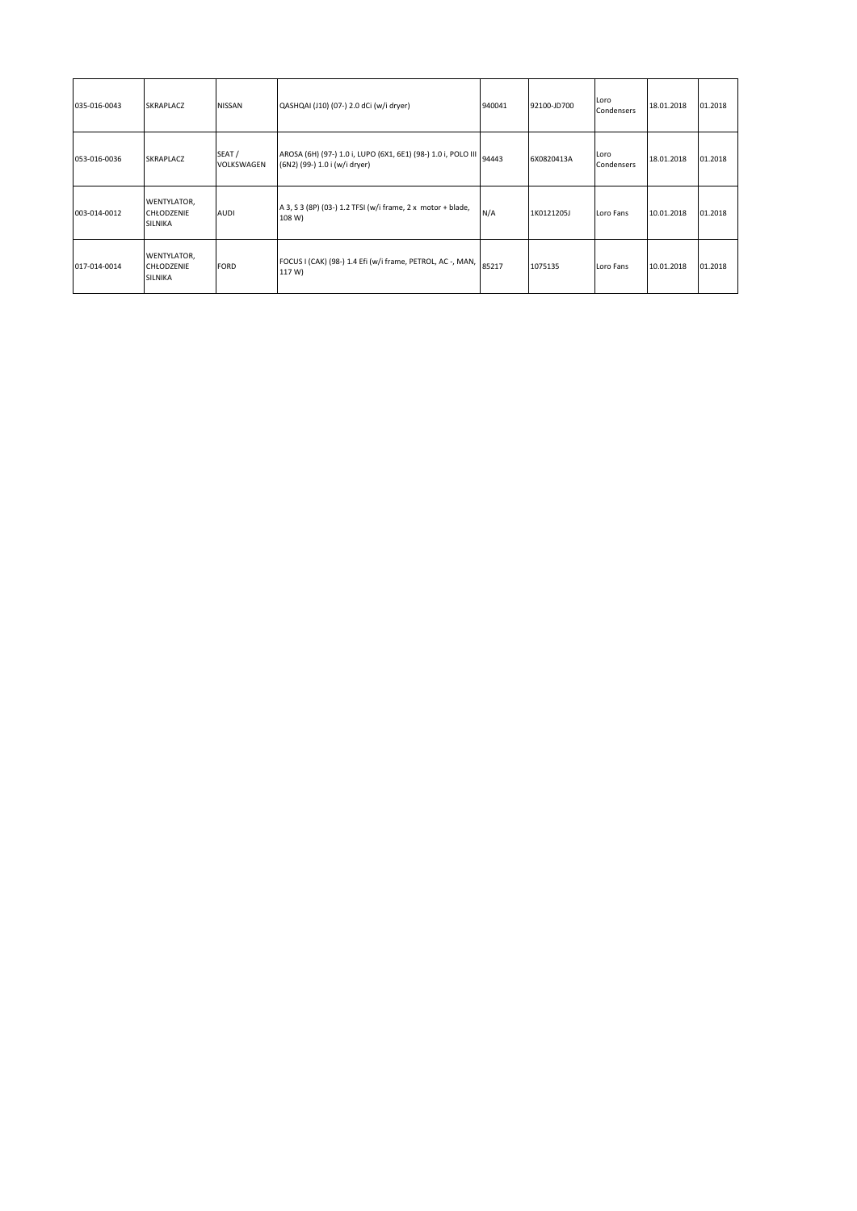| | | | | | | | | |
|---|---|---|---|---|---|---|---|---|
| 035-016-0043 | SKRAPLACZ | NISSAN | QASHQAI (J10) (07-) 2.0 dCi (w/i dryer) | 940041 | 92100-JD700 | Loro Condensers | 18.01.2018 | 01.2018 |
| 053-016-0036 | SKRAPLACZ | SEAT / VOLKSWAGEN | AROSA (6H) (97-) 1.0 i, LUPO (6X1, 6E1) (98-) 1.0 i, POLO III (6N2) (99-) 1.0 i (w/i dryer) | 94443 | 6X0820413A | Loro Condensers | 18.01.2018 | 01.2018 |
| 003-014-0012 | WENTYLATOR, CHŁODZENIE SILNIKA | AUDI | A 3, S 3 (8P) (03-) 1.2 TFSI (w/i frame, 2 x motor + blade, 108 W) | N/A | 1K0121205J | Loro Fans | 10.01.2018 | 01.2018 |
| 017-014-0014 | WENTYLATOR, CHŁODZENIE SILNIKA | FORD | FOCUS I (CAK) (98-) 1.4 Efi (w/i frame, PETROL, AC -, MAN, 117 W) | 85217 | 1075135 | Loro Fans | 10.01.2018 | 01.2018 |